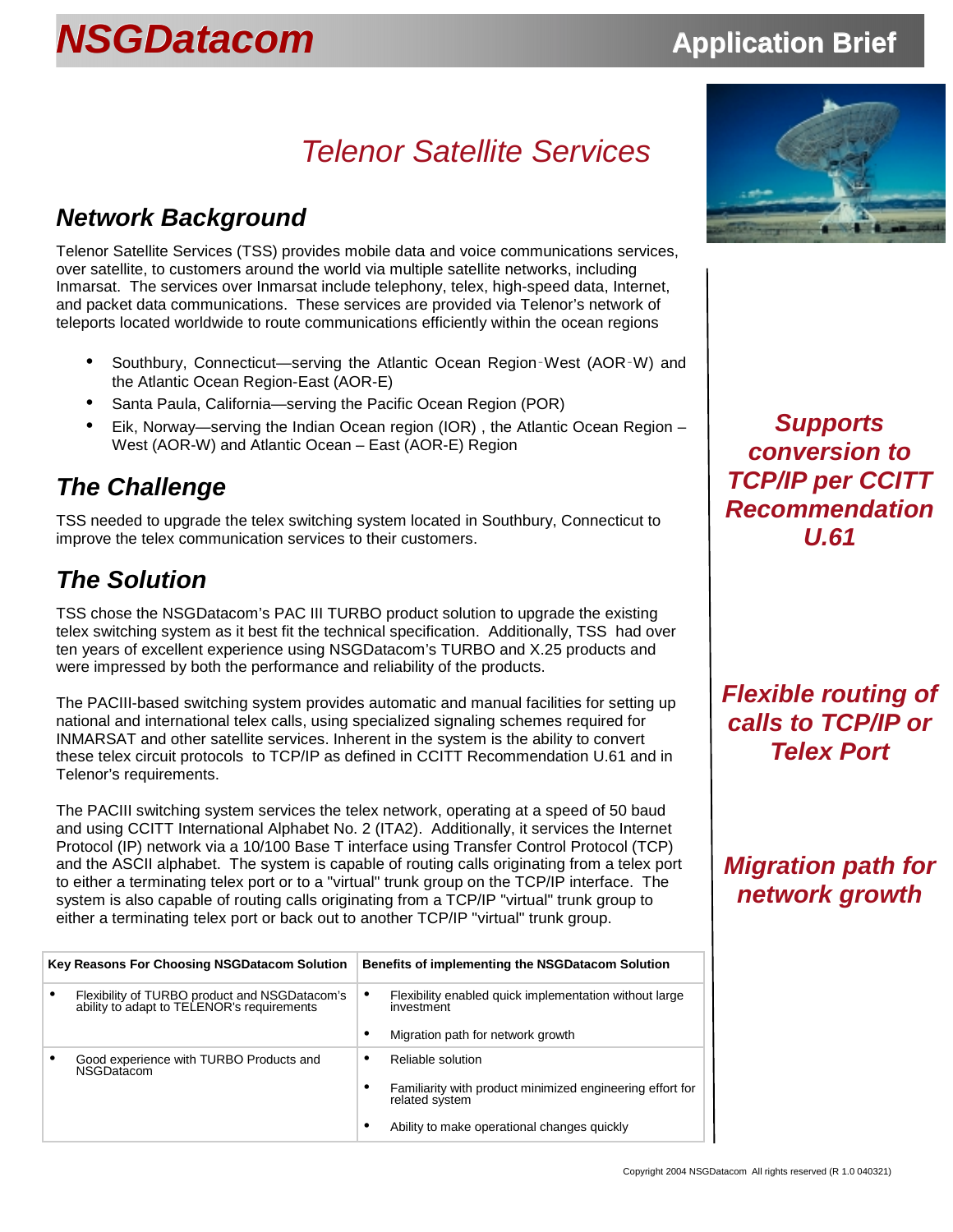NSGDatacom **Application Brief**

# Telenor Satellite Services

## Network Background

Telenor Satellite Services (TSS) provides mobile data and voice communications services, over satellite, to customers around the world via multiple satellite networks, including Inmarsat. The services over Inmarsat include telephony, telex, high-speed data, Internet, and packet data communications. These services are provided via Telenor's network of teleports located worldwide to route communications efficiently within the ocean regions

- Southbury, Connecticut—serving the Atlantic Ocean Region-West (AOR-W) and the Atlantic Ocean Region-East (AOR-E)
- Santa Paula, California—serving the Pacific Ocean Region (POR)
- Eik, Norway—serving the Indian Ocean region (IOR) , the Atlantic Ocean Region – West (AOR-W) and Atlantic Ocean – East (AOR-E) Region

## The Challenge

TSS needed to upgrade the telex switching system located in Southbury, Connecticut to improve the telex communication services to their customers.

## The Solution

TSS chose the NSGDatacom's PAC III TURBO product solution to upgrade the existing telex switching system as it best fit the technical specification. Additionally, TSS had over ten years of excellent experience using NSGDatacom's TURBO and X.25 products and were impressed by both the performance and reliability of the products.

The PACIII-based switching system provides automatic and manual facilities for setting up national and international telex calls, using specialized signaling schemes required for INMARSAT and other satellite services. Inherent in the system is the ability to convert these telex circuit protocols to TCP/IP as defined in CCITT Recommendation U.61 and in Telenor's requirements.

The PACIII switching system services the telex network, operating at a speed of 50 baud and using CCITT International Alphabet No. 2 (ITA2). Additionally, it services the Internet Protocol (IP) network via a 10/100 Base T interface using Transfer Control Protocol (TCP) and the ASCII alphabet. The system is capable of routing calls originating from a telex port to either a terminating telex port or to a "virtual" trunk group on the TCP/IP interface. The system is also capable of routing calls originating from a TCP/IP "virtual" trunk group to either a terminating telex port or back out to another TCP/IP "virtual" trunk group.

| Key Reasons For Choosing NSGDatacom Solution | Benefits of implementing the NSGDatacom Solution |
|---|---|
| • Flexibility of TURBO product and NSGDatacom's ability to adapt to TELENOR's requirements | • Flexibility enabled quick implementation without large investment<br>• Migration path for network growth |
| • Good experience with TURBO Products and NSGDatacom | • Reliable solution<br>• Familiarity with product minimized engineering effort for related system<br>• Ability to make operational changes quickly |

***Supports conversion to TCP/IP per CCITT Recommendation U.61***

***Flexible routing of calls to TCP/IP or Telex Port***

***Migration path for network growth***

Copyright 2004 NSGDatacom All rights reserved (R 1.0 040321)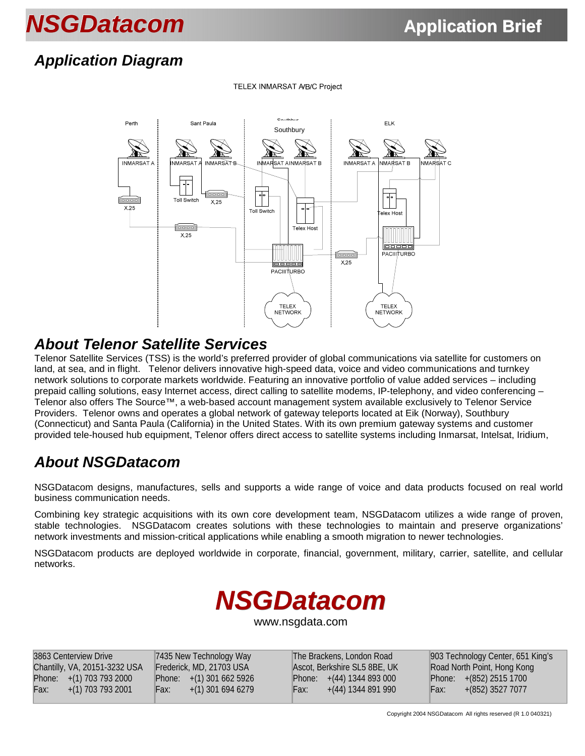## Application Diagram

TELEX INMARSAT A/B/C Project

Perth

Sant Paula

Southbury

ELK

INMARSAT A

INMARSAT A

INMARSAT B

INMARSAT A

INMARSAT B

INMARSAT A

INMARSAT B

INMARSAT C

X.25

Toll Switch

X.25

X.25

Toll Switch

Telex Host

Telex Host

PACIIITURBO

X.25

PACIIITURBO

TELEX NETWORK

TELEX NETWORK

## About Telenor Satellite Services

Telenor Satellite Services (TSS) is the world's preferred provider of global communications via satellite for customers on land, at sea, and in flight. Telenor delivers innovative high-speed data, voice and video communications and turnkey network solutions to corporate markets worldwide. Featuring an innovative portfolio of value added services – including prepaid calling solutions, easy Internet access, direct calling to satellite modems, IP-telephony, and video conferencing – Telenor also offers The Source™, a web-based account management system available exclusively to Telenor Service Providers. Telenor owns and operates a global network of gateway teleports located at Eik (Norway), Southbury (Connecticut) and Santa Paula (California) in the United States. With its own premium gateway systems and customer provided tele-housed hub equipment, Telenor offers direct access to satellite systems including Inmarsat, Intelsat, Iridium,

## About NSGDatacom

NSGDatacom designs, manufactures, sells and supports a wide range of voice and data products focused on real world business communication needs.

Combining key strategic acquisitions with its own core development team, NSGDatacom utilizes a wide range of proven, stable technologies. NSGDatacom creates solutions with these technologies to maintain and preserve organizations' network investments and mission-critical applications while enabling a smooth migration to newer technologies.

NSGDatacom products are deployed worldwide in corporate, financial, government, military, carrier, satellite, and cellular networks.

**NSGDatacom**

www.nsgdata.com

| | | | |
|---|---|---|---|
| 3863 Centerview Drive<br>Chantilly, VA, 20151-3232 USA<br>Phone: +(1) 703 793 2000<br>Fax: +(1) 703 793 2001 | 7435 New Technology Way<br>Frederick, MD, 21703 USA<br>Phone: +(1) 301 662 5926<br>Fax: +(1) 301 694 6279 | The Brackens, London Road<br>Ascot, Berkshire SL5 8BE, UK<br>Phone: +(44) 1344 893 000<br>Fax: +(44) 1344 891 990 | 903 Technology Center, 651 King's Road North Point, Hong Kong<br>Phone: +(852) 2515 1700<br>Fax: +(852) 3527 7077 |

Copyright 2004 NSGDatacom All rights reserved (R 1.0 040321)